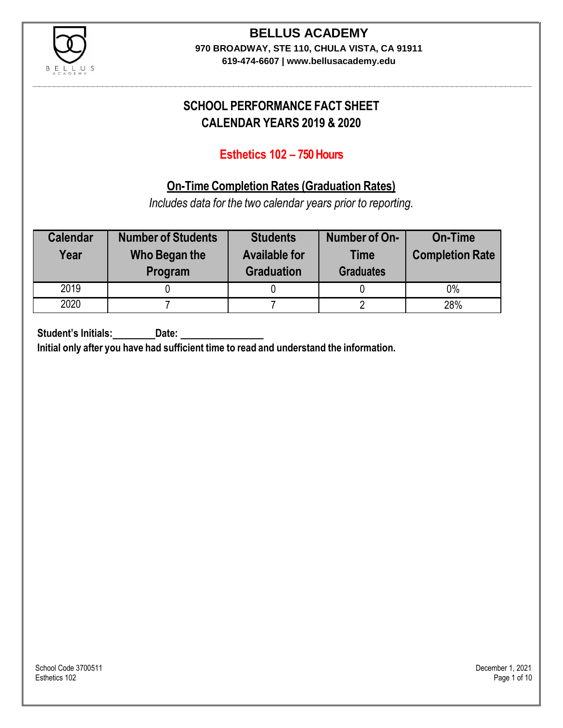# BELLUS ACADEMY

**970 BROADWAY, STE 110, CHULA VISTA, CA 91911**

**619-474-6607 | www.bellusacademy.edu**

## SCHOOL PERFORMANCE FACT SHEET
## CALENDAR YEARS 2019 & 2020

### Esthetics 102 – 750 Hours

### On-Time Completion Rates (Graduation Rates)

*Includes data for the two calendar years prior to reporting.*

| Calendar Year | Number of Students Who Began the Program | Students Available for Graduation | Number of On-Time Graduates | On-Time Completion Rate |
|---|---|---|---|---|
| 2019 | 0 | 0 | 0 | 0% |
| 2020 | 7 | 7 | 2 | 28% |

**Student's Initials:________ Date: ________________**

**Initial only after you have had sufficient time to read and understand the information.**

School Code 3700511
Esthetics 102

December 1, 2021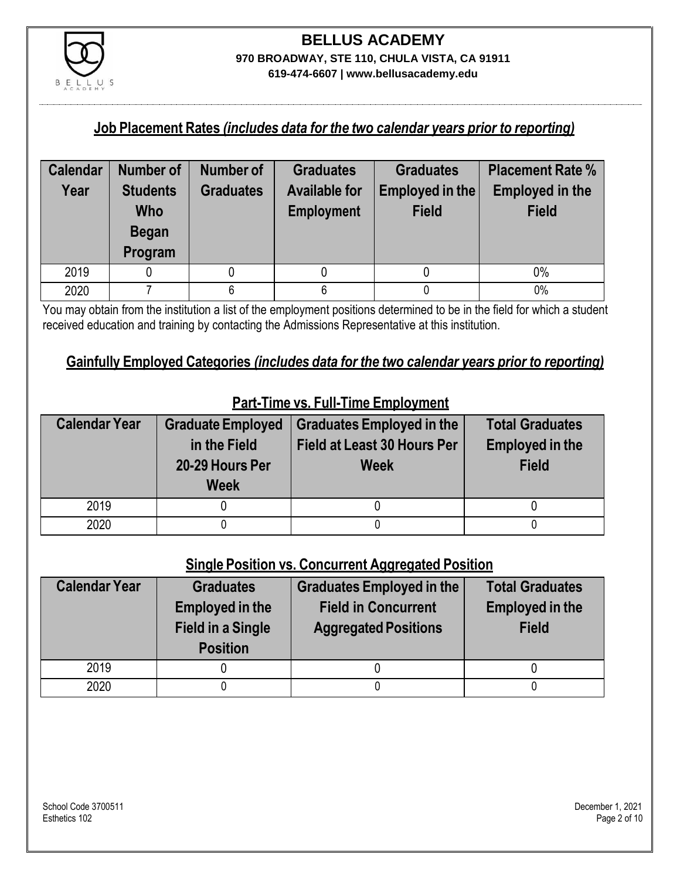# BELLUS ACADEMY

**970 BROADWAY, STE 110, CHULA VISTA, CA 91911**

**619-474-6607 | www.bellusacademy.edu**

## Job Placement Rates *(includes data for the two calendar years prior to reporting)*

| Calendar Year | Number of Students Who Began Program | Number of Graduates | Graduates Available for Employment | Graduates Employed in the Field | Placement Rate % Employed in the Field |
|---|---|---|---|---|---|
| 2019 | 0 | 0 | 0 | 0 | 0% |
| 2020 | 7 | 6 | 6 | 0 | 0% |

You may obtain from the institution a list of the employment positions determined to be in the field for which a student received education and training by contacting the Admissions Representative at this institution.

## Gainfully Employed Categories *(includes data for the two calendar years prior to reporting)*

### Part-Time vs. Full-Time Employment

| Calendar Year | Graduate Employed in the Field 20-29 Hours Per Week | Graduates Employed in the Field at Least 30 Hours Per Week | Total Graduates Employed in the Field |
|---|---|---|---|
| 2019 | 0 | 0 | 0 |
| 2020 | 0 | 0 | 0 |

### Single Position vs. Concurrent Aggregated Position

| Calendar Year | Graduates Employed in the Field in a Single Position | Graduates Employed in the Field in Concurrent Aggregated Positions | Total Graduates Employed in the Field |
|---|---|---|---|
| 2019 | 0 | 0 | 0 |
| 2020 | 0 | 0 | 0 |

School Code 3700511
Esthetics 102

December 1, 2021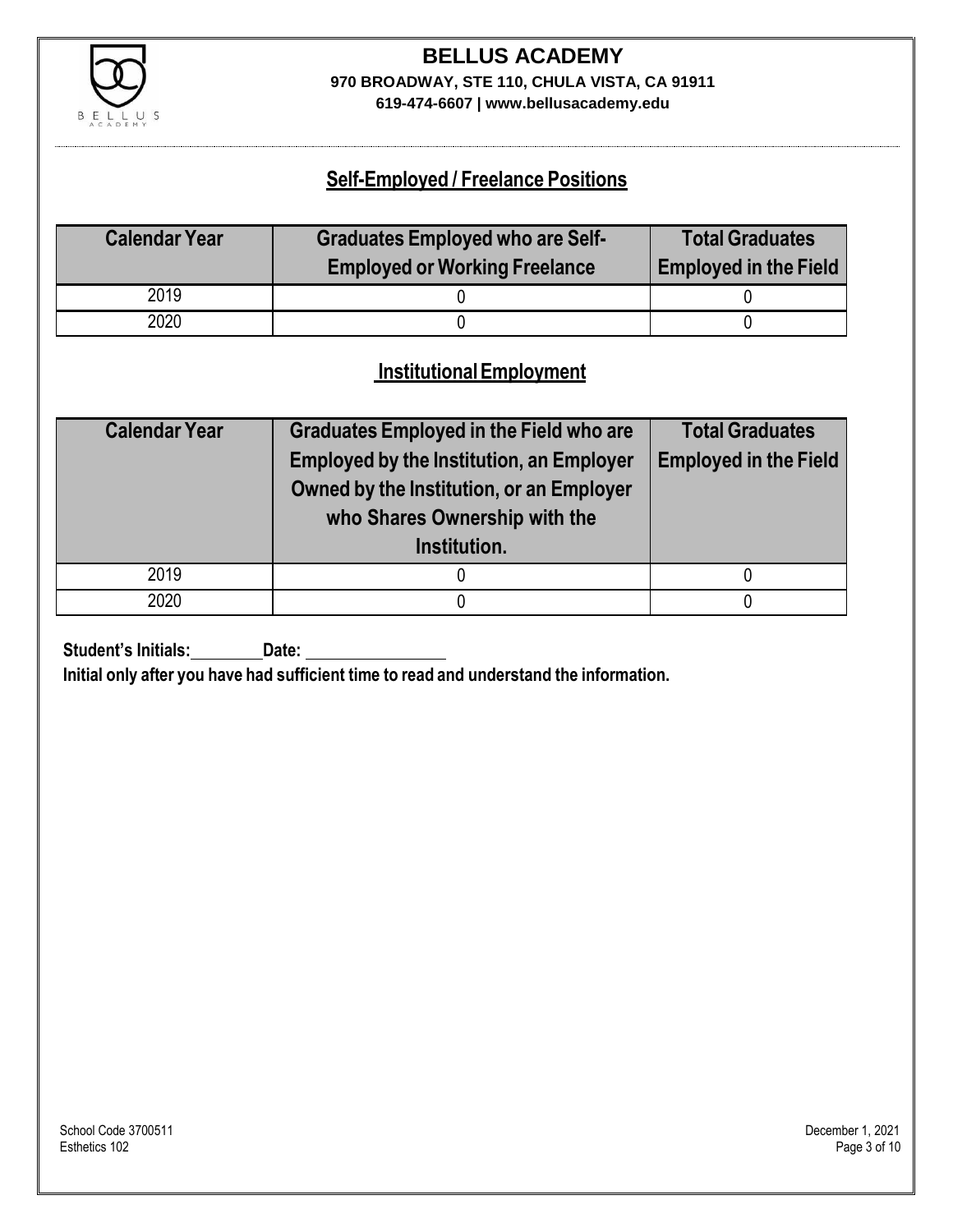# BELLUS ACADEMY

**970 BROADWAY, STE 110, CHULA VISTA, CA 91911**

**619-474-6607 | www.bellusacademy.edu**

## Self-Employed / Freelance Positions

| Calendar Year | Graduates Employed who are Self-Employed or Working Freelance | Total Graduates Employed in the Field |
|---|---|---|
| 2019 | 0 | 0 |
| 2020 | 0 | 0 |

## Institutional Employment

| Calendar Year | Graduates Employed in the Field who are Employed by the Institution, an Employer Owned by the Institution, or an Employer who Shares Ownership with the Institution. | Total Graduates Employed in the Field |
|---|---|---|
| 2019 | 0 | 0 |
| 2020 | 0 | 0 |

**Student's Initials:\_\_\_\_\_\_\_\_ Date: \_\_\_\_\_\_\_\_\_\_\_\_\_\_\_\_**

**Initial only after you have had sufficient time to read and understand the information.**

School Code 3700511
Esthetics 102

December 1, 2021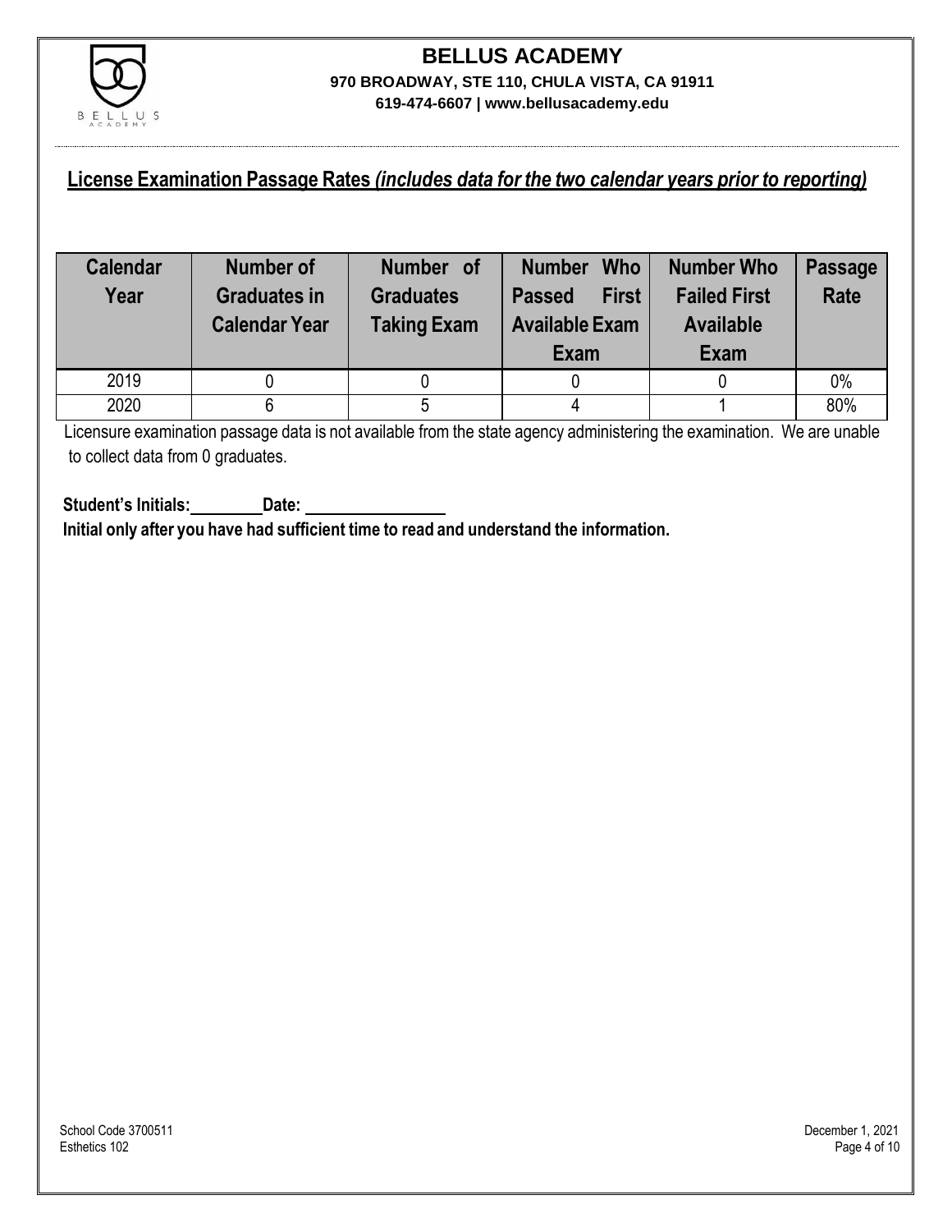# BELLUS ACADEMY

**970 BROADWAY, STE 110, CHULA VISTA, CA 91911**

**619-474-6607 | www.bellusacademy.edu**

## License Examination Passage Rates *(includes data for the two calendar years prior to reporting)*

| Calendar Year | Number of Graduates in Calendar Year | Number of Graduates Taking Exam | Number Who Passed First Available Exam | Number Who Failed First Available Exam | Passage Rate |
|---|---|---|---|---|---|
| 2019 | 0 | 0 | 0 | 0 | 0% |
| 2020 | 6 | 5 | 4 | 1 | 80% |

Licensure examination passage data is not available from the state agency administering the examination. We are unable to collect data from 0 graduates.

**Student's Initials:________ Date: ________________**

**Initial only after you have had sufficient time to read and understand the information.**

School Code 3700511
Esthetics 102

December 1, 2021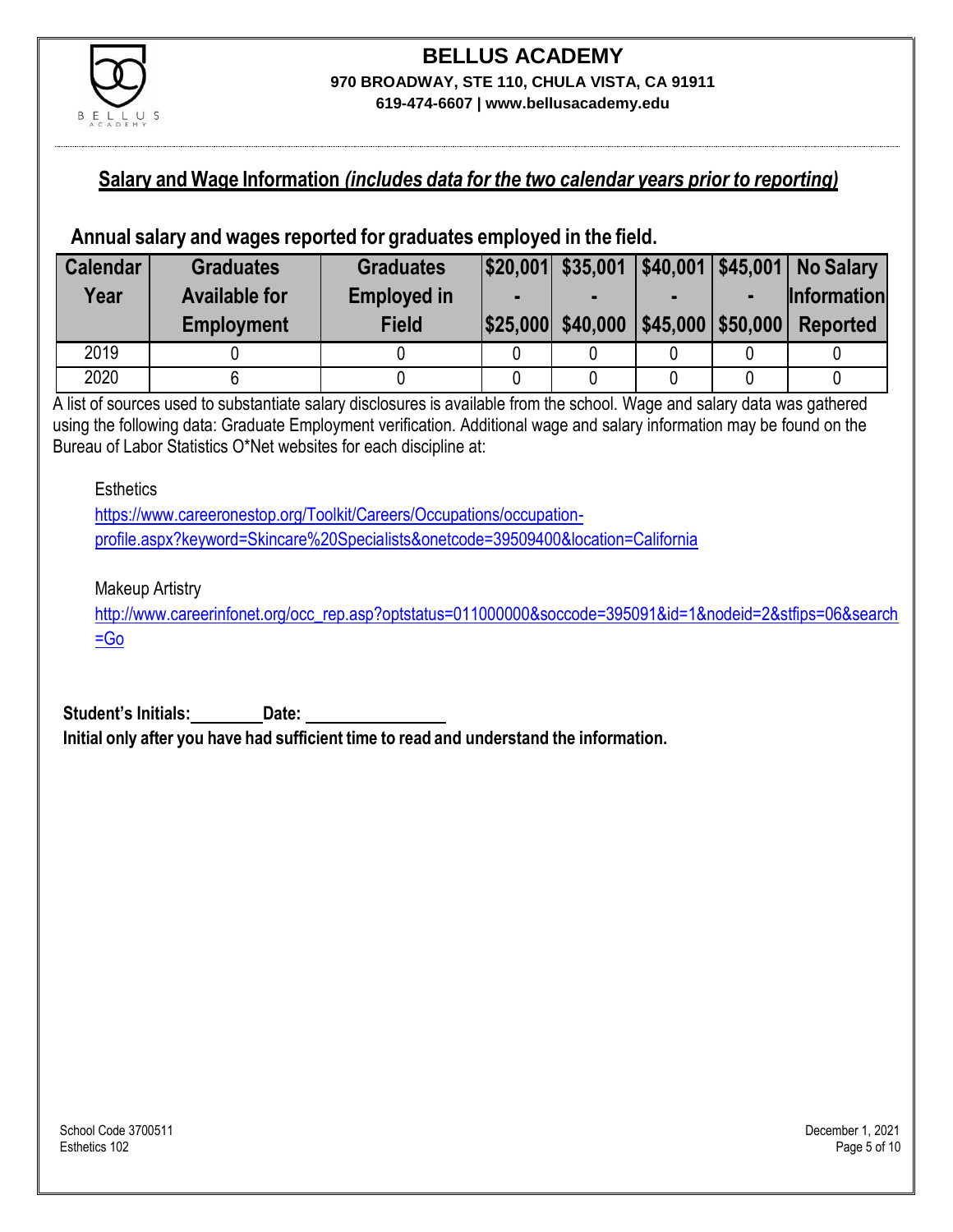## Salary and Wage Information *(includes data for the two calendar years prior to reporting)*

### Annual salary and wages reported for graduates employed in the field.

| Calendar Year | Graduates Available for Employment | Graduates Employed in Field | $20,001 - $25,000 | $35,001 - $40,000 | $40,001 - $45,000 | $45,001 - $50,000 | No Salary Information Reported |
|---|---|---|---|---|---|---|---|
| 2019 | 0 | 0 | 0 | 0 | 0 | 0 | 0 |
| 2020 | 6 | 0 | 0 | 0 | 0 | 0 | 0 |

A list of sources used to substantiate salary disclosures is available from the school. Wage and salary data was gathered using the following data: Graduate Employment verification. Additional wage and salary information may be found on the Bureau of Labor Statistics O*Net websites for each discipline at:

Esthetics
https://www.careeronestop.org/Toolkit/Careers/Occupations/occupation-profile.aspx?keyword=Skincare%20Specialists&onetcode=39509400&location=California

Makeup Artistry
http://www.careerinfonet.org/occ_rep.asp?optstatus=011000000&soccode=395091&id=1&nodeid=2&stfips=06&search=Go

**Student's Initials:________ Date: ________________**
**Initial only after you have had sufficient time to read and understand the information.**

School Code 3700511
Esthetics 102

December 1, 2021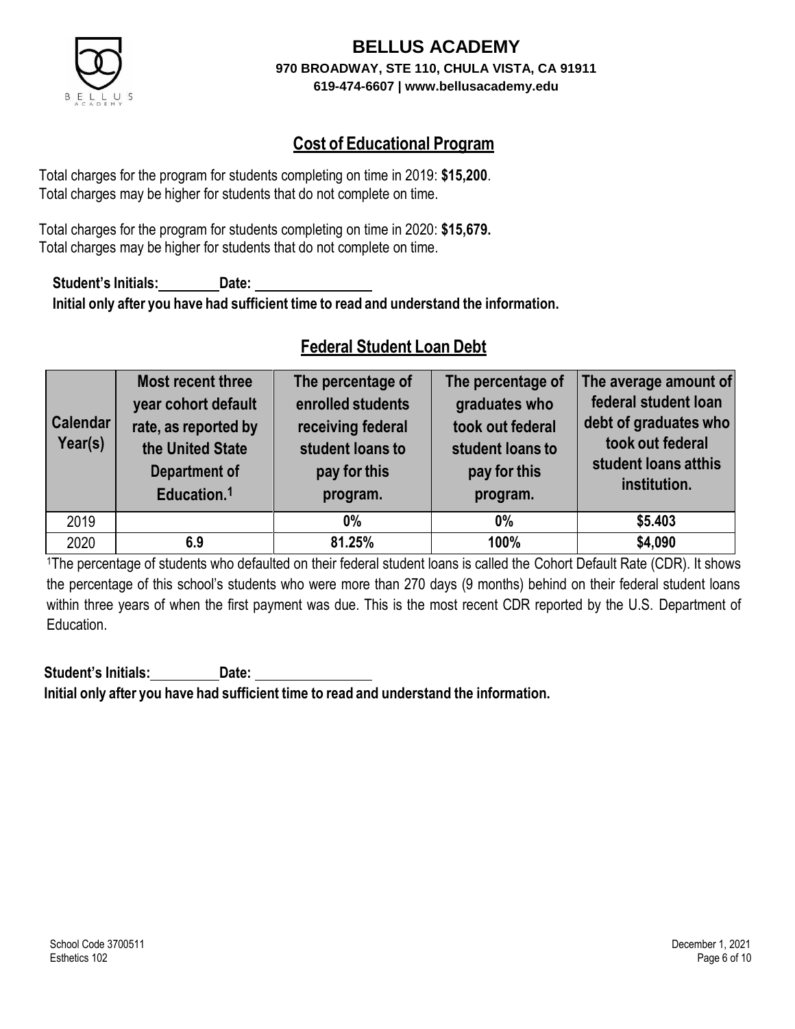# BELLUS ACADEMY

**970 BROADWAY, STE 110, CHULA VISTA, CA 91911**

**619-474-6607 | www.bellusacademy.edu**

## Cost of Educational Program

Total charges for the program for students completing on time in 2019: **$15,200**.
Total charges may be higher for students that do not complete on time.

Total charges for the program for students completing on time in 2020: **$15,679.**
Total charges may be higher for students that do not complete on time.

**Student's Initials:________ Date: ________________**
**Initial only after you have had sufficient time to read and understand the information.**

## Federal Student Loan Debt

| Calendar Year(s) | Most recent three year cohort default rate, as reported by the United State Department of Education.[1] | The percentage of enrolled students receiving federal student loans to pay for this program. | The percentage of graduates who took out federal student loans to pay for this program. | The average amount of federal student loan debt of graduates who took out federal student loans atthis institution. |
|---|---|---|---|---|
| 2019 | | **0%** | **0%** | **$5.403** |
| 2020 | **6.9** | **81.25%** | **100%** | **$4,090** |

[1]The percentage of students who defaulted on their federal student loans is called the Cohort Default Rate (CDR). It shows the percentage of this school's students who were more than 270 days (9 months) behind on their federal student loans within three years of when the first payment was due. This is the most recent CDR reported by the U.S. Department of Education.

**Student's Initials:________ Date: ________________**
**Initial only after you have had sufficient time to read and understand the information.**

School Code 3700511
Esthetics 102

December 1, 2021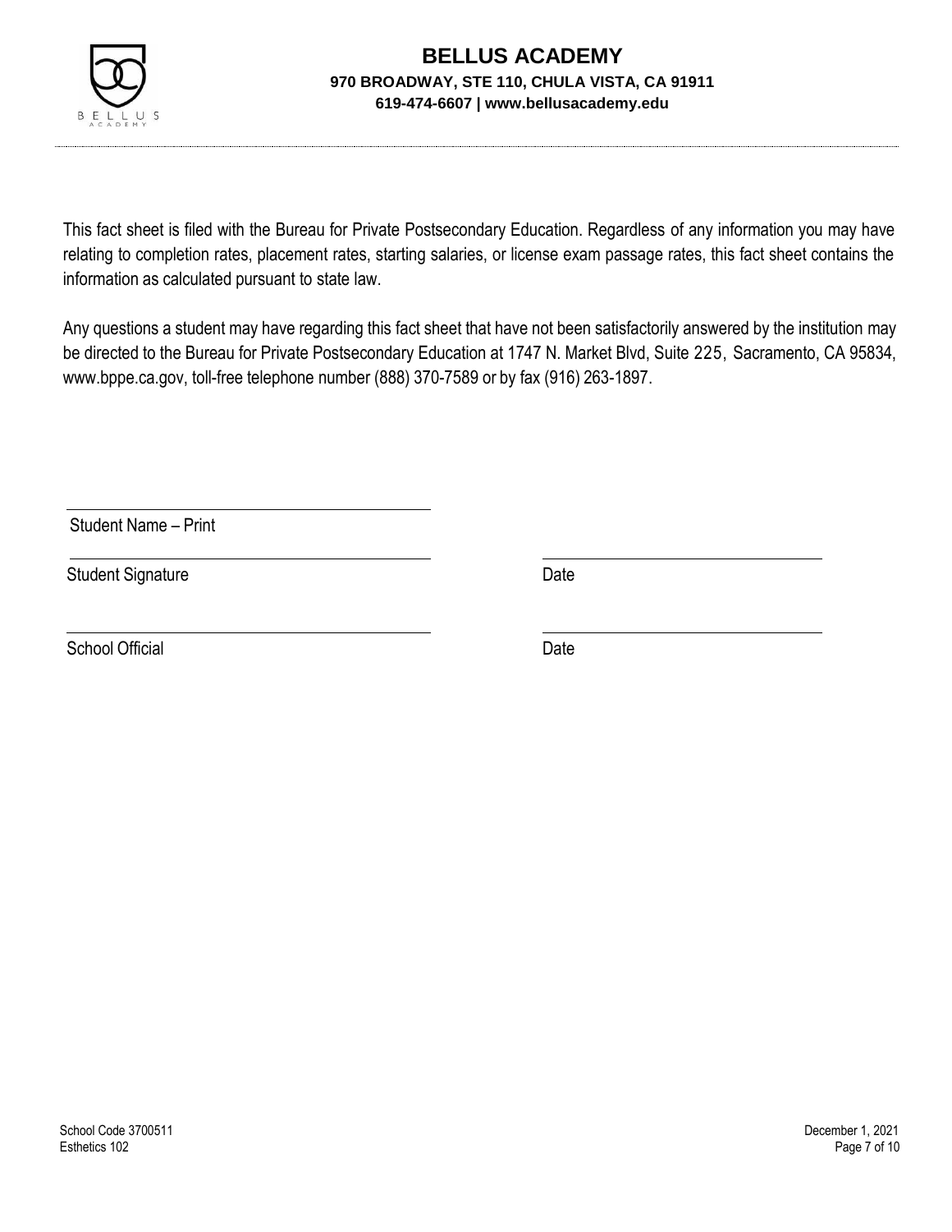This fact sheet is filed with the Bureau for Private Postsecondary Education. Regardless of any information you may have relating to completion rates, placement rates, starting salaries, or license exam passage rates, this fact sheet contains the information as calculated pursuant to state law.

Any questions a student may have regarding this fact sheet that have not been satisfactorily answered by the institution may be directed to the Bureau for Private Postsecondary Education at 1747 N. Market Blvd, Suite 225, Sacramento, CA 95834, www.bppe.ca.gov, toll-free telephone number (888) 370-7589 or by fax (916) 263-1897.

______________________________
Student Name – Print

______________________________ ______________________________
Student Signature Date

______________________________ ______________________________
School Official Date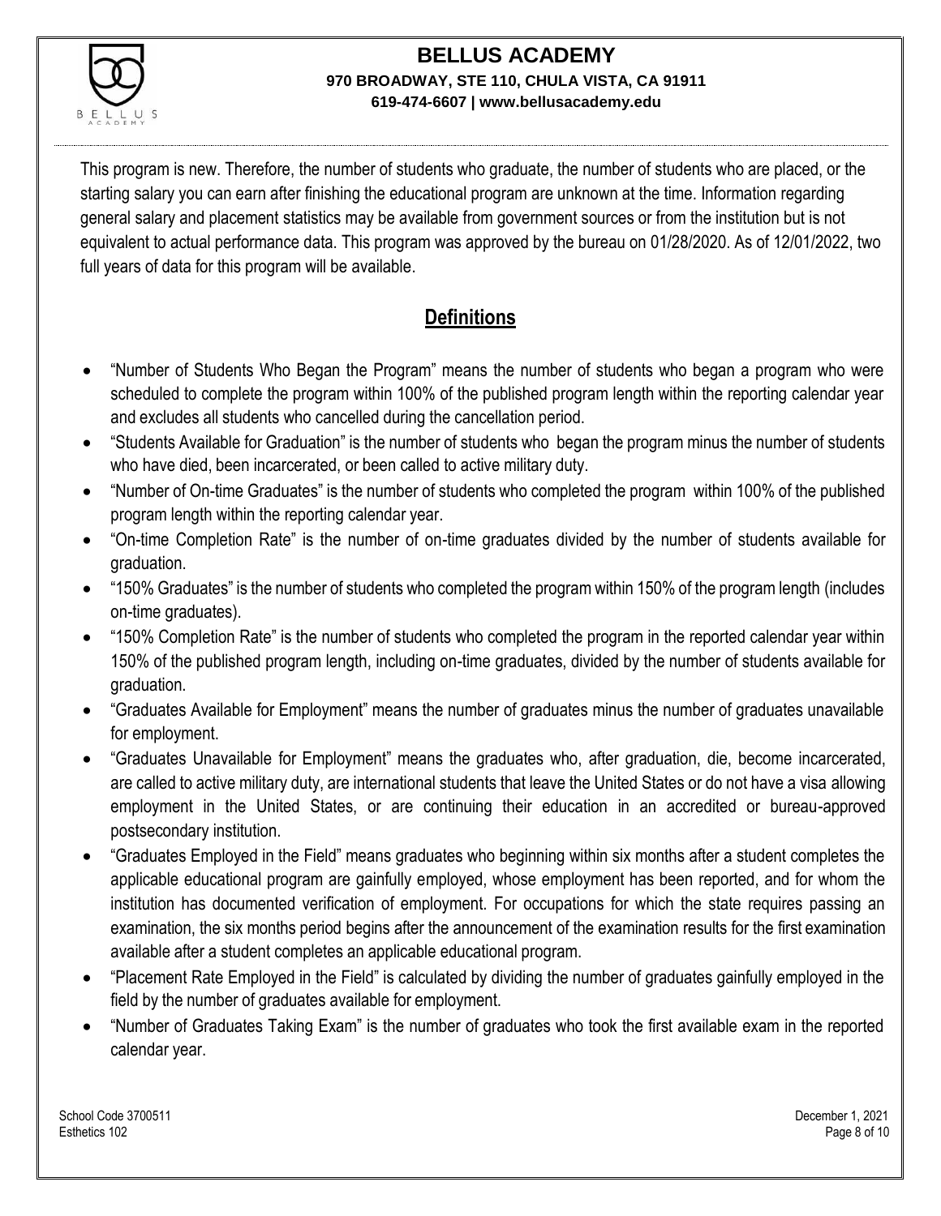This program is new. Therefore, the number of students who graduate, the number of students who are placed, or the starting salary you can earn after finishing the educational program are unknown at the time. Information regarding general salary and placement statistics may be available from government sources or from the institution but is not equivalent to actual performance data. This program was approved by the bureau on 01/28/2020. As of 12/01/2022, two full years of data for this program will be available.

## Definitions

- "Number of Students Who Began the Program" means the number of students who began a program who were scheduled to complete the program within 100% of the published program length within the reporting calendar year and excludes all students who cancelled during the cancellation period.
- "Students Available for Graduation" is the number of students who began the program minus the number of students who have died, been incarcerated, or been called to active military duty.
- "Number of On-time Graduates" is the number of students who completed the program within 100% of the published program length within the reporting calendar year.
- "On-time Completion Rate" is the number of on-time graduates divided by the number of students available for graduation.
- "150% Graduates" is the number of students who completed the program within 150% of the program length (includes on-time graduates).
- "150% Completion Rate" is the number of students who completed the program in the reported calendar year within 150% of the published program length, including on-time graduates, divided by the number of students available for graduation.
- "Graduates Available for Employment" means the number of graduates minus the number of graduates unavailable for employment.
- "Graduates Unavailable for Employment" means the graduates who, after graduation, die, become incarcerated, are called to active military duty, are international students that leave the United States or do not have a visa allowing employment in the United States, or are continuing their education in an accredited or bureau-approved postsecondary institution.
- "Graduates Employed in the Field" means graduates who beginning within six months after a student completes the applicable educational program are gainfully employed, whose employment has been reported, and for whom the institution has documented verification of employment. For occupations for which the state requires passing an examination, the six months period begins after the announcement of the examination results for the first examination available after a student completes an applicable educational program.
- "Placement Rate Employed in the Field" is calculated by dividing the number of graduates gainfully employed in the field by the number of graduates available for employment.
- "Number of Graduates Taking Exam" is the number of graduates who took the first available exam in the reported calendar year.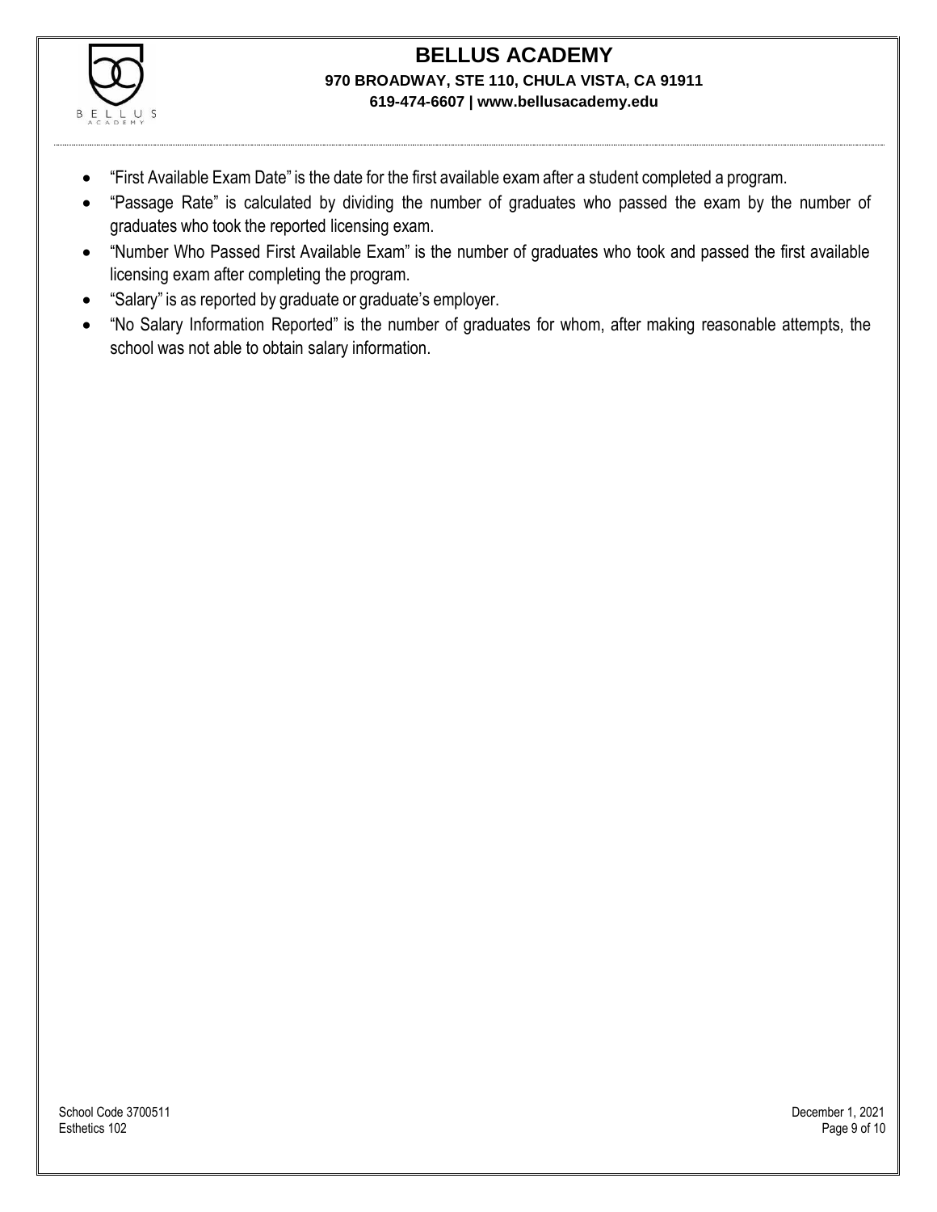- "First Available Exam Date" is the date for the first available exam after a student completed a program.
- "Passage Rate" is calculated by dividing the number of graduates who passed the exam by the number of graduates who took the reported licensing exam.
- "Number Who Passed First Available Exam" is the number of graduates who took and passed the first available licensing exam after completing the program.
- "Salary" is as reported by graduate or graduate's employer.
- "No Salary Information Reported" is the number of graduates for whom, after making reasonable attempts, the school was not able to obtain salary information.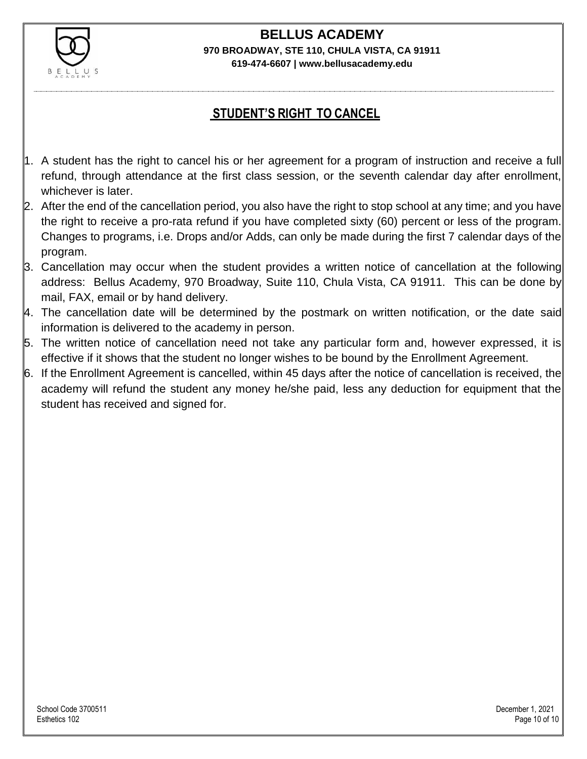# BELLUS ACADEMY

**970 BROADWAY, STE 110, CHULA VISTA, CA 91911**
**619-474-6607 | www.bellusacademy.edu**

## STUDENT'S RIGHT TO CANCEL

1. A student has the right to cancel his or her agreement for a program of instruction and receive a full refund, through attendance at the first class session, or the seventh calendar day after enrollment, whichever is later.
2. After the end of the cancellation period, you also have the right to stop school at any time; and you have the right to receive a pro-rata refund if you have completed sixty (60) percent or less of the program. Changes to programs, i.e. Drops and/or Adds, can only be made during the first 7 calendar days of the program.
3. Cancellation may occur when the student provides a written notice of cancellation at the following address: Bellus Academy, 970 Broadway, Suite 110, Chula Vista, CA 91911. This can be done by mail, FAX, email or by hand delivery.
4. The cancellation date will be determined by the postmark on written notification, or the date said information is delivered to the academy in person.
5. The written notice of cancellation need not take any particular form and, however expressed, it is effective if it shows that the student no longer wishes to be bound by the Enrollment Agreement.
6. If the Enrollment Agreement is cancelled, within 45 days after the notice of cancellation is received, the academy will refund the student any money he/she paid, less any deduction for equipment that the student has received and signed for.

School Code 3700511
Esthetics 102

December 1, 2021